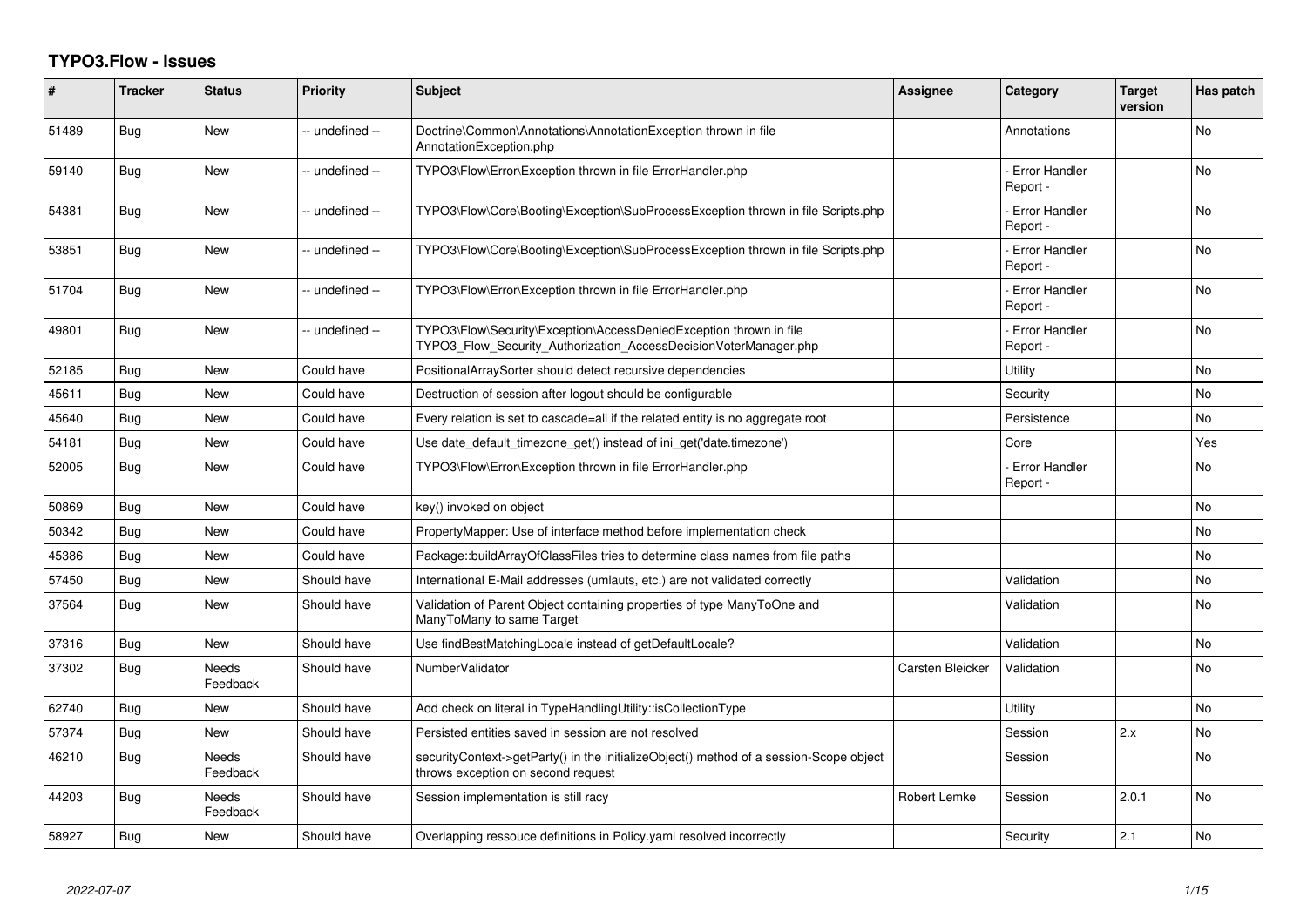# TYPO3.Flow - Issues

| # | Tracker | Status | Priority | Subject | Assignee | Category | Target version | Has patch |
|---|---|---|---|---|---|---|---|---|
| 51489 | Bug | New | -- undefined -- | Doctrine\Common\Annotations\AnnotationException thrown in file AnnotationException.php | | Annotations | | No |
| 59140 | Bug | New | -- undefined -- | TYPO3\Flow\Error\Exception thrown in file ErrorHandler.php | | - Error Handler Report - | | No |
| 54381 | Bug | New | -- undefined -- | TYPO3\Flow\Core\Booting\Exception\SubProcessException thrown in file Scripts.php | | - Error Handler Report - | | No |
| 53851 | Bug | New | -- undefined -- | TYPO3\Flow\Core\Booting\Exception\SubProcessException thrown in file Scripts.php | | - Error Handler Report - | | No |
| 51704 | Bug | New | -- undefined -- | TYPO3\Flow\Error\Exception thrown in file ErrorHandler.php | | - Error Handler Report - | | No |
| 49801 | Bug | New | -- undefined -- | TYPO3\Flow\Security\Exception\AccessDeniedException thrown in file TYPO3_Flow_Security_Authorization_AccessDecisionVoterManager.php | | - Error Handler Report - | | No |
| 52185 | Bug | New | Could have | PositionalArraySorter should detect recursive dependencies | | Utility | | No |
| 45611 | Bug | New | Could have | Destruction of session after logout should be configurable | | Security | | No |
| 45640 | Bug | New | Could have | Every relation is set to cascade=all if the related entity is no aggregate root | | Persistence | | No |
| 54181 | Bug | New | Could have | Use date_default_timezone_get() instead of ini_get('date.timezone') | | Core | | Yes |
| 52005 | Bug | New | Could have | TYPO3\Flow\Error\Exception thrown in file ErrorHandler.php | | - Error Handler Report - | | No |
| 50869 | Bug | New | Could have | key() invoked on object | | | | No |
| 50342 | Bug | New | Could have | PropertyMapper: Use of interface method before implementation check | | | | No |
| 45386 | Bug | New | Could have | Package::buildArrayOfClassFiles tries to determine class names from file paths | | | | No |
| 57450 | Bug | New | Should have | International E-Mail addresses (umlauts, etc.) are not validated correctly | | Validation | | No |
| 37564 | Bug | New | Should have | Validation of Parent Object containing properties of type ManyToOne and ManyToMany to same Target | | Validation | | No |
| 37316 | Bug | New | Should have | Use findBestMatchingLocale instead of getDefaultLocale? | | Validation | | No |
| 37302 | Bug | Needs Feedback | Should have | NumberValidator | Carsten Bleicker | Validation | | No |
| 62740 | Bug | New | Should have | Add check on literal in TypeHandlingUtility::isCollectionType | | Utility | | No |
| 57374 | Bug | New | Should have | Persisted entities saved in session are not resolved | | Session | 2.x | No |
| 46210 | Bug | Needs Feedback | Should have | securityContext->getParty() in the initializeObject() method of a session-Scope object throws exception on second request | | Session | | No |
| 44203 | Bug | Needs Feedback | Should have | Session implementation is still racy | Robert Lemke | Session | 2.0.1 | No |
| 58927 | Bug | New | Should have | Overlapping ressouce definitions in Policy.yaml resolved incorrectly | | Security | 2.1 | No |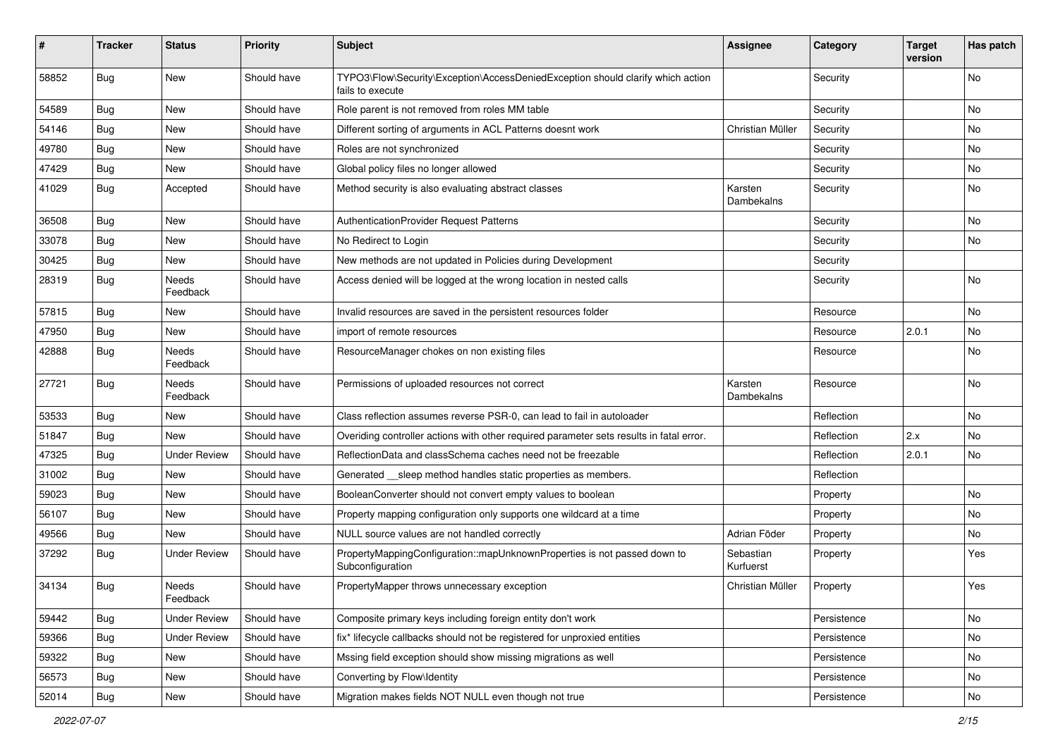| # | Tracker | Status | Priority | Subject | Assignee | Category | Target version | Has patch |
|---|---|---|---|---|---|---|---|---|
| 58852 | Bug | New | Should have | TYPO3\Flow\Security\Exception\AccessDeniedException should clarify which action fails to execute | | Security | | No |
| 54589 | Bug | New | Should have | Role parent is not removed from roles MM table | | Security | | No |
| 54146 | Bug | New | Should have | Different sorting of arguments in ACL Patterns doesnt work | Christian Müller | Security | | No |
| 49780 | Bug | New | Should have | Roles are not synchronized | | Security | | No |
| 47429 | Bug | New | Should have | Global policy files no longer allowed | | Security | | No |
| 41029 | Bug | Accepted | Should have | Method security is also evaluating abstract classes | Karsten Dambekalns | Security | | No |
| 36508 | Bug | New | Should have | AuthenticationProvider Request Patterns | | Security | | No |
| 33078 | Bug | New | Should have | No Redirect to Login | | Security | | No |
| 30425 | Bug | New | Should have | New methods are not updated in Policies during Development | | Security | | |
| 28319 | Bug | Needs Feedback | Should have | Access denied will be logged at the wrong location in nested calls | | Security | | No |
| 57815 | Bug | New | Should have | Invalid resources are saved in the persistent resources folder | | Resource | | No |
| 47950 | Bug | New | Should have | import of remote resources | | Resource | 2.0.1 | No |
| 42888 | Bug | Needs Feedback | Should have | ResourceManager chokes on non existing files | | Resource | | No |
| 27721 | Bug | Needs Feedback | Should have | Permissions of uploaded resources not correct | Karsten Dambekalns | Resource | | No |
| 53533 | Bug | New | Should have | Class reflection assumes reverse PSR-0, can lead to fail in autoloader | | Reflection | | No |
| 51847 | Bug | New | Should have | Overiding controller actions with other required parameter sets results in fatal error. | | Reflection | 2.x | No |
| 47325 | Bug | Under Review | Should have | ReflectionData and classSchema caches need not be freezable | | Reflection | 2.0.1 | No |
| 31002 | Bug | New | Should have | Generated __sleep method handles static properties as members. | | Reflection | | |
| 59023 | Bug | New | Should have | BooleanConverter should not convert empty values to boolean | | Property | | No |
| 56107 | Bug | New | Should have | Property mapping configuration only supports one wildcard at a time | | Property | | No |
| 49566 | Bug | New | Should have | NULL source values are not handled correctly | Adrian Föder | Property | | No |
| 37292 | Bug | Under Review | Should have | PropertyMappingConfiguration::mapUnknownProperties is not passed down to Subconfiguration | Sebastian Kurfuerst | Property | | Yes |
| 34134 | Bug | Needs Feedback | Should have | PropertyMapper throws unnecessary exception | Christian Müller | Property | | Yes |
| 59442 | Bug | Under Review | Should have | Composite primary keys including foreign entity don't work | | Persistence | | No |
| 59366 | Bug | Under Review | Should have | fix* lifecycle callbacks should not be registered for unproxied entities | | Persistence | | No |
| 59322 | Bug | New | Should have | Mssing field exception should show missing migrations as well | | Persistence | | No |
| 56573 | Bug | New | Should have | Converting by Flow\Identity | | Persistence | | No |
| 52014 | Bug | New | Should have | Migration makes fields NOT NULL even though not true | | Persistence | | No |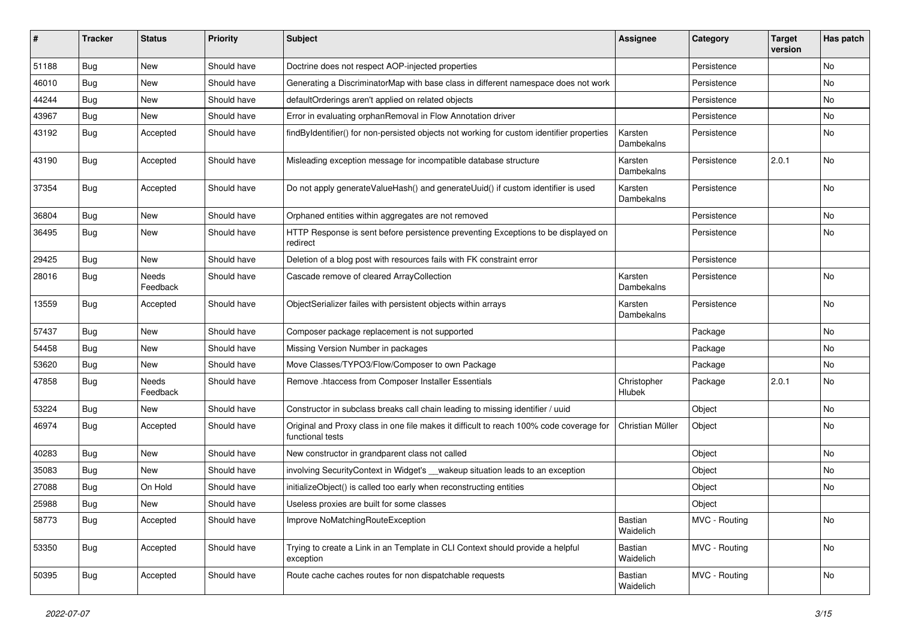| # | Tracker | Status | Priority | Subject | Assignee | Category | Target version | Has patch |
|---|---|---|---|---|---|---|---|---|
| 51188 | Bug | New | Should have | Doctrine does not respect AOP-injected properties | | Persistence | | No |
| 46010 | Bug | New | Should have | Generating a DiscriminatorMap with base class in different namespace does not work | | Persistence | | No |
| 44244 | Bug | New | Should have | defaultOrderings aren't applied on related objects | | Persistence | | No |
| 43967 | Bug | New | Should have | Error in evaluating orphanRemoval in Flow Annotation driver | | Persistence | | No |
| 43192 | Bug | Accepted | Should have | findByIdentifier() for non-persisted objects not working for custom identifier properties | Karsten Dambekalns | Persistence | | No |
| 43190 | Bug | Accepted | Should have | Misleading exception message for incompatible database structure | Karsten Dambekalns | Persistence | 2.0.1 | No |
| 37354 | Bug | Accepted | Should have | Do not apply generateValueHash() and generateUuid() if custom identifier is used | Karsten Dambekalns | Persistence | | No |
| 36804 | Bug | New | Should have | Orphaned entities within aggregates are not removed | | Persistence | | No |
| 36495 | Bug | New | Should have | HTTP Response is sent before persistence preventing Exceptions to be displayed on redirect | | Persistence | | No |
| 29425 | Bug | New | Should have | Deletion of a blog post with resources fails with FK constraint error | | Persistence | | |
| 28016 | Bug | Needs Feedback | Should have | Cascade remove of cleared ArrayCollection | Karsten Dambekalns | Persistence | | No |
| 13559 | Bug | Accepted | Should have | ObjectSerializer failes with persistent objects within arrays | Karsten Dambekalns | Persistence | | No |
| 57437 | Bug | New | Should have | Composer package replacement is not supported | | Package | | No |
| 54458 | Bug | New | Should have | Missing Version Number in packages | | Package | | No |
| 53620 | Bug | New | Should have | Move Classes/TYPO3/Flow/Composer to own Package | | Package | | No |
| 47858 | Bug | Needs Feedback | Should have | Remove .htaccess from Composer Installer Essentials | Christopher Hlubek | Package | 2.0.1 | No |
| 53224 | Bug | New | Should have | Constructor in subclass breaks call chain leading to missing identifier / uuid | | Object | | No |
| 46974 | Bug | Accepted | Should have | Original and Proxy class in one file makes it difficult to reach 100% code coverage for functional tests | Christian Müller | Object | | No |
| 40283 | Bug | New | Should have | New constructor in grandparent class not called | | Object | | No |
| 35083 | Bug | New | Should have | involving SecurityContext in Widget's __wakeup situation leads to an exception | | Object | | No |
| 27088 | Bug | On Hold | Should have | initializeObject() is called too early when reconstructing entities | | Object | | No |
| 25988 | Bug | New | Should have | Useless proxies are built for some classes | | Object | | |
| 58773 | Bug | Accepted | Should have | Improve NoMatchingRouteException | Bastian Waidelich | MVC - Routing | | No |
| 53350 | Bug | Accepted | Should have | Trying to create a Link in an Template in CLI Context should provide a helpful exception | Bastian Waidelich | MVC - Routing | | No |
| 50395 | Bug | Accepted | Should have | Route cache caches routes for non dispatchable requests | Bastian Waidelich | MVC - Routing | | No |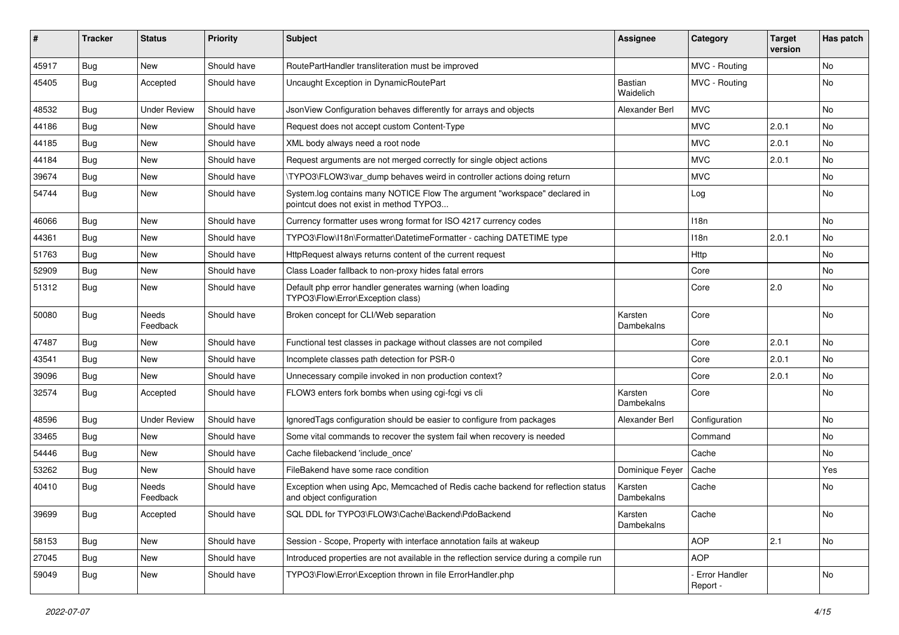| # | Tracker | Status | Priority | Subject | Assignee | Category | Target version | Has patch |
|---|---|---|---|---|---|---|---|---|
| 45917 | Bug | New | Should have | RoutePartHandler transliteration must be improved | | MVC - Routing | | No |
| 45405 | Bug | Accepted | Should have | Uncaught Exception in DynamicRoutePart | Bastian Waidelich | MVC - Routing | | No |
| 48532 | Bug | Under Review | Should have | JsonView Configuration behaves differently for arrays and objects | Alexander Berl | MVC | | No |
| 44186 | Bug | New | Should have | Request does not accept custom Content-Type | | MVC | 2.0.1 | No |
| 44185 | Bug | New | Should have | XML body always need a root node | | MVC | 2.0.1 | No |
| 44184 | Bug | New | Should have | Request arguments are not merged correctly for single object actions | | MVC | 2.0.1 | No |
| 39674 | Bug | New | Should have | \TYPO3\FLOW3\var_dump behaves weird in controller actions doing return | | MVC | | No |
| 54744 | Bug | New | Should have | System.log contains many NOTICE Flow The argument "workspace" declared in pointcut does not exist in method TYPO3... | | Log | | No |
| 46066 | Bug | New | Should have | Currency formatter uses wrong format for ISO 4217 currency codes | | I18n | | No |
| 44361 | Bug | New | Should have | TYPO3\Flow\I18n\Formatter\DatetimeFormatter - caching DATETIME type | | I18n | 2.0.1 | No |
| 51763 | Bug | New | Should have | HttpRequest always returns content of the current request | | Http | | No |
| 52909 | Bug | New | Should have | Class Loader fallback to non-proxy hides fatal errors | | Core | | No |
| 51312 | Bug | New | Should have | Default php error handler generates warning (when loading TYPO3\Flow\Error\Exception class) | | Core | 2.0 | No |
| 50080 | Bug | Needs Feedback | Should have | Broken concept for CLI/Web separation | Karsten Dambekalns | Core | | No |
| 47487 | Bug | New | Should have | Functional test classes in package without classes are not compiled | | Core | 2.0.1 | No |
| 43541 | Bug | New | Should have | Incomplete classes path detection for PSR-0 | | Core | 2.0.1 | No |
| 39096 | Bug | New | Should have | Unnecessary compile invoked in non production context? | | Core | 2.0.1 | No |
| 32574 | Bug | Accepted | Should have | FLOW3 enters fork bombs when using cgi-fcgi vs cli | Karsten Dambekalns | Core | | No |
| 48596 | Bug | Under Review | Should have | IgnoredTags configuration should be easier to configure from packages | Alexander Berl | Configuration | | No |
| 33465 | Bug | New | Should have | Some vital commands to recover the system fail when recovery is needed | | Command | | No |
| 54446 | Bug | New | Should have | Cache filebackend 'include_once' | | Cache | | No |
| 53262 | Bug | New | Should have | FileBakend have some race condition | Dominique Feyer | Cache | | Yes |
| 40410 | Bug | Needs Feedback | Should have | Exception when using Apc, Memcached of Redis cache backend for reflection status and object configuration | Karsten Dambekalns | Cache | | No |
| 39699 | Bug | Accepted | Should have | SQL DDL for TYPO3\FLOW3\Cache\Backend\PdoBackend | Karsten Dambekalns | Cache | | No |
| 58153 | Bug | New | Should have | Session - Scope, Property with interface annotation fails at wakeup | | AOP | 2.1 | No |
| 27045 | Bug | New | Should have | Introduced properties are not available in the reflection service during a compile run | | AOP | | |
| 59049 | Bug | New | Should have | TYPO3\Flow\Error\Exception thrown in file ErrorHandler.php | | - Error Handler Report - | | No |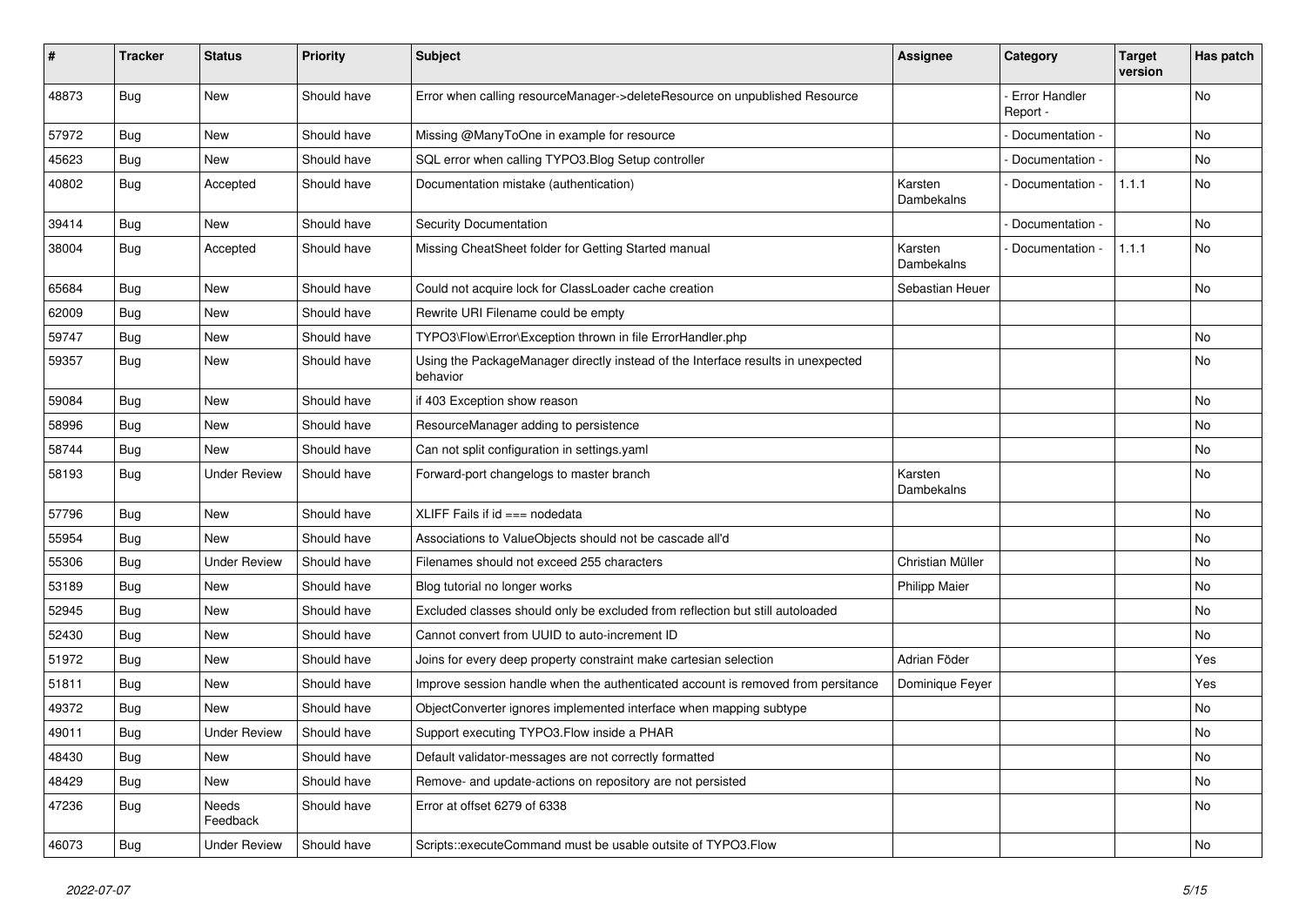| # | Tracker | Status | Priority | Subject | Assignee | Category | Target version | Has patch |
|---|---|---|---|---|---|---|---|---|
| 48873 | Bug | New | Should have | Error when calling resourceManager->deleteResource on unpublished Resource | | - Error Handler Report - | | No |
| 57972 | Bug | New | Should have | Missing @ManyToOne in example for resource | | - Documentation - | | No |
| 45623 | Bug | New | Should have | SQL error when calling TYPO3.Blog Setup controller | | - Documentation - | | No |
| 40802 | Bug | Accepted | Should have | Documentation mistake (authentication) | Karsten Dambekalns | - Documentation - | 1.1.1 | No |
| 39414 | Bug | New | Should have | Security Documentation | | - Documentation - | | No |
| 38004 | Bug | Accepted | Should have | Missing CheatSheet folder for Getting Started manual | Karsten Dambekalns | - Documentation - | 1.1.1 | No |
| 65684 | Bug | New | Should have | Could not acquire lock for ClassLoader cache creation | Sebastian Heuer | | | No |
| 62009 | Bug | New | Should have | Rewrite URI Filename could be empty | | | | |
| 59747 | Bug | New | Should have | TYPO3\Flow\Error\Exception thrown in file ErrorHandler.php | | | | No |
| 59357 | Bug | New | Should have | Using the PackageManager directly instead of the Interface results in unexpected behavior | | | | No |
| 59084 | Bug | New | Should have | if 403 Exception show reason | | | | No |
| 58996 | Bug | New | Should have | ResourceManager adding to persistence | | | | No |
| 58744 | Bug | New | Should have | Can not split configuration in settings.yaml | | | | No |
| 58193 | Bug | Under Review | Should have | Forward-port changelogs to master branch | Karsten Dambekalns | | | No |
| 57796 | Bug | New | Should have | XLIFF Fails if id === nodedata | | | | No |
| 55954 | Bug | New | Should have | Associations to ValueObjects should not be cascade all'd | | | | No |
| 55306 | Bug | Under Review | Should have | Filenames should not exceed 255 characters | Christian Müller | | | No |
| 53189 | Bug | New | Should have | Blog tutorial no longer works | Philipp Maier | | | No |
| 52945 | Bug | New | Should have | Excluded classes should only be excluded from reflection but still autoloaded | | | | No |
| 52430 | Bug | New | Should have | Cannot convert from UUID to auto-increment ID | | | | No |
| 51972 | Bug | New | Should have | Joins for every deep property constraint make cartesian selection | Adrian Föder | | | Yes |
| 51811 | Bug | New | Should have | Improve session handle when the authenticated account is removed from persitance | Dominique Feyer | | | Yes |
| 49372 | Bug | New | Should have | ObjectConverter ignores implemented interface when mapping subtype | | | | No |
| 49011 | Bug | Under Review | Should have | Support executing TYPO3.Flow inside a PHAR | | | | No |
| 48430 | Bug | New | Should have | Default validator-messages are not correctly formatted | | | | No |
| 48429 | Bug | New | Should have | Remove- and update-actions on repository are not persisted | | | | No |
| 47236 | Bug | Needs Feedback | Should have | Error at offset 6279 of 6338 | | | | No |
| 46073 | Bug | Under Review | Should have | Scripts::executeCommand must be usable outsite of TYPO3.Flow | | | | No |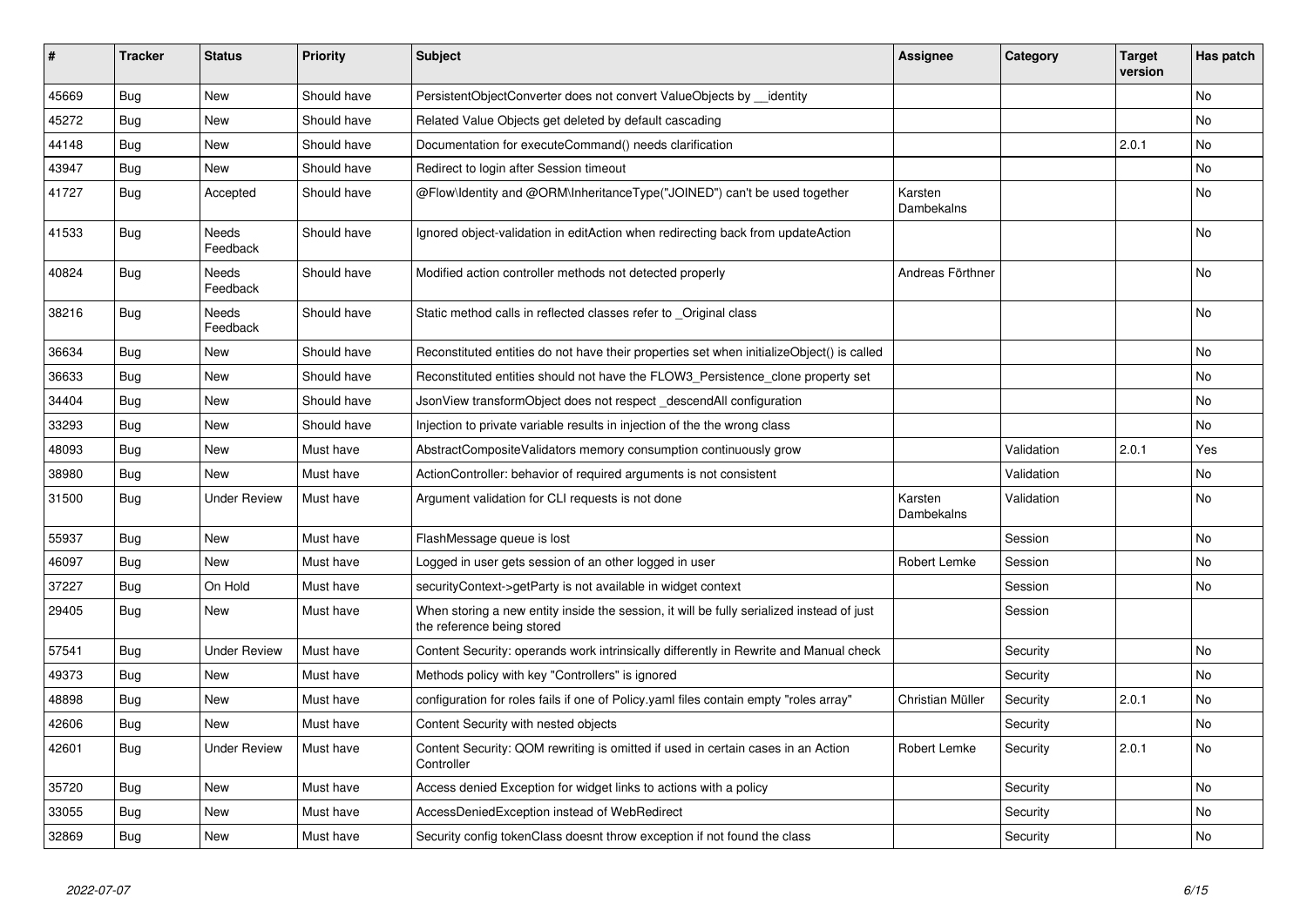| # | Tracker | Status | Priority | Subject | Assignee | Category | Target version | Has patch |
|---|---|---|---|---|---|---|---|---|
| 45669 | Bug | New | Should have | PersistentObjectConverter does not convert ValueObjects by __identity | | | | No |
| 45272 | Bug | New | Should have | Related Value Objects get deleted by default cascading | | | | No |
| 44148 | Bug | New | Should have | Documentation for executeCommand() needs clarification | | | 2.0.1 | No |
| 43947 | Bug | New | Should have | Redirect to login after Session timeout | | | | No |
| 41727 | Bug | Accepted | Should have | @Flow\Identity and @ORM\InheritanceType("JOINED") can't be used together | Karsten Dambekalns | | | No |
| 41533 | Bug | Needs Feedback | Should have | Ignored object-validation in editAction when redirecting back from updateAction | | | | No |
| 40824 | Bug | Needs Feedback | Should have | Modified action controller methods not detected properly | Andreas Förthner | | | No |
| 38216 | Bug | Needs Feedback | Should have | Static method calls in reflected classes refer to _Original class | | | | No |
| 36634 | Bug | New | Should have | Reconstituted entities do not have their properties set when initializeObject() is called | | | | No |
| 36633 | Bug | New | Should have | Reconstituted entities should not have the FLOW3_Persistence_clone property set | | | | No |
| 34404 | Bug | New | Should have | JsonView transformObject does not respect _descendAll configuration | | | | No |
| 33293 | Bug | New | Should have | Injection to private variable results in injection of the the wrong class | | | | No |
| 48093 | Bug | New | Must have | AbstractCompositeValidators memory consumption continuously grow | | Validation | 2.0.1 | Yes |
| 38980 | Bug | New | Must have | ActionController: behavior of required arguments is not consistent | | Validation | | No |
| 31500 | Bug | Under Review | Must have | Argument validation for CLI requests is not done | Karsten Dambekalns | Validation | | No |
| 55937 | Bug | New | Must have | FlashMessage queue is lost | | Session | | No |
| 46097 | Bug | New | Must have | Logged in user gets session of an other logged in user | Robert Lemke | Session | | No |
| 37227 | Bug | On Hold | Must have | securityContext->getParty is not available in widget context | | Session | | No |
| 29405 | Bug | New | Must have | When storing a new entity inside the session, it will be fully serialized instead of just the reference being stored | | Session | | |
| 57541 | Bug | Under Review | Must have | Content Security: operands work intrinsically differently in Rewrite and Manual check | | Security | | No |
| 49373 | Bug | New | Must have | Methods policy with key "Controllers" is ignored | | Security | | No |
| 48898 | Bug | New | Must have | configuration for roles fails if one of Policy.yaml files contain empty "roles array" | Christian Müller | Security | 2.0.1 | No |
| 42606 | Bug | New | Must have | Content Security with nested objects | | Security | | No |
| 42601 | Bug | Under Review | Must have | Content Security: QOM rewriting is omitted if used in certain cases in an Action Controller | Robert Lemke | Security | 2.0.1 | No |
| 35720 | Bug | New | Must have | Access denied Exception for widget links to actions with a policy | | Security | | No |
| 33055 | Bug | New | Must have | AccessDeniedException instead of WebRedirect | | Security | | No |
| 32869 | Bug | New | Must have | Security config tokenClass doesnt throw exception if not found the class | | Security | | No |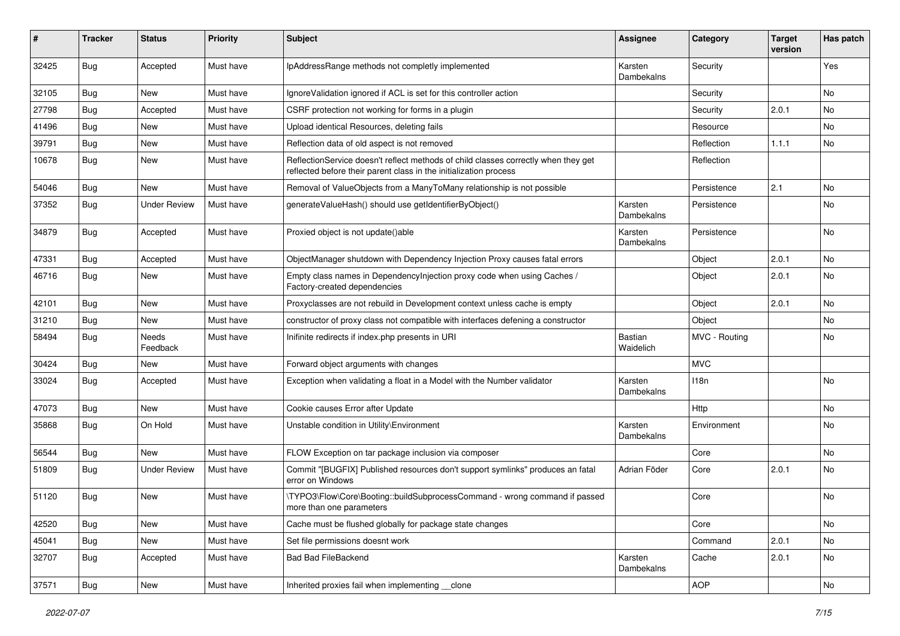| # | Tracker | Status | Priority | Subject | Assignee | Category | Target version | Has patch |
|---|---|---|---|---|---|---|---|---|
| 32425 | Bug | Accepted | Must have | IpAddressRange methods not completly implemented | Karsten Dambekalns | Security | | Yes |
| 32105 | Bug | New | Must have | IgnoreValidation ignored if ACL is set for this controller action | | Security | | No |
| 27798 | Bug | Accepted | Must have | CSRF protection not working for forms in a plugin | | Security | 2.0.1 | No |
| 41496 | Bug | New | Must have | Upload identical Resources, deleting fails | | Resource | | No |
| 39791 | Bug | New | Must have | Reflection data of old aspect is not removed | | Reflection | 1.1.1 | No |
| 10678 | Bug | New | Must have | ReflectionService doesn't reflect methods of child classes correctly when they get reflected before their parent class in the initialization process | | Reflection | | |
| 54046 | Bug | New | Must have | Removal of ValueObjects from a ManyToMany relationship is not possible | | Persistence | 2.1 | No |
| 37352 | Bug | Under Review | Must have | generateValueHash() should use getIdentifierByObject() | Karsten Dambekalns | Persistence | | No |
| 34879 | Bug | Accepted | Must have | Proxied object is not update()able | Karsten Dambekalns | Persistence | | No |
| 47331 | Bug | Accepted | Must have | ObjectManager shutdown with Dependency Injection Proxy causes fatal errors | | Object | 2.0.1 | No |
| 46716 | Bug | New | Must have | Empty class names in DependencyInjection proxy code when using Caches / Factory-created dependencies | | Object | 2.0.1 | No |
| 42101 | Bug | New | Must have | Proxyclasses are not rebuild in Development context unless cache is empty | | Object | 2.0.1 | No |
| 31210 | Bug | New | Must have | constructor of proxy class not compatible with interfaces defening a constructor | | Object | | No |
| 58494 | Bug | Needs Feedback | Must have | Inifinite redirects if index.php presents in URI | Bastian Waidelich | MVC - Routing | | No |
| 30424 | Bug | New | Must have | Forward object arguments with changes | | MVC | | |
| 33024 | Bug | Accepted | Must have | Exception when validating a float in a Model with the Number validator | Karsten Dambekalns | I18n | | No |
| 47073 | Bug | New | Must have | Cookie causes Error after Update | | Http | | No |
| 35868 | Bug | On Hold | Must have | Unstable condition in Utility\Environment | Karsten Dambekalns | Environment | | No |
| 56544 | Bug | New | Must have | FLOW Exception on tar package inclusion via composer | | Core | | No |
| 51809 | Bug | Under Review | Must have | Commit "[BUGFIX] Published resources don't support symlinks" produces an fatal error on Windows | Adrian Föder | Core | 2.0.1 | No |
| 51120 | Bug | New | Must have | \TYPO3\Flow\Core\Booting::buildSubprocessCommand - wrong command if passed more than one parameters | | Core | | No |
| 42520 | Bug | New | Must have | Cache must be flushed globally for package state changes | | Core | | No |
| 45041 | Bug | New | Must have | Set file permissions doesnt work | | Command | 2.0.1 | No |
| 32707 | Bug | Accepted | Must have | Bad Bad FileBackend | Karsten Dambekalns | Cache | 2.0.1 | No |
| 37571 | Bug | New | Must have | Inherited proxies fail when implementing __clone | | AOP | | No |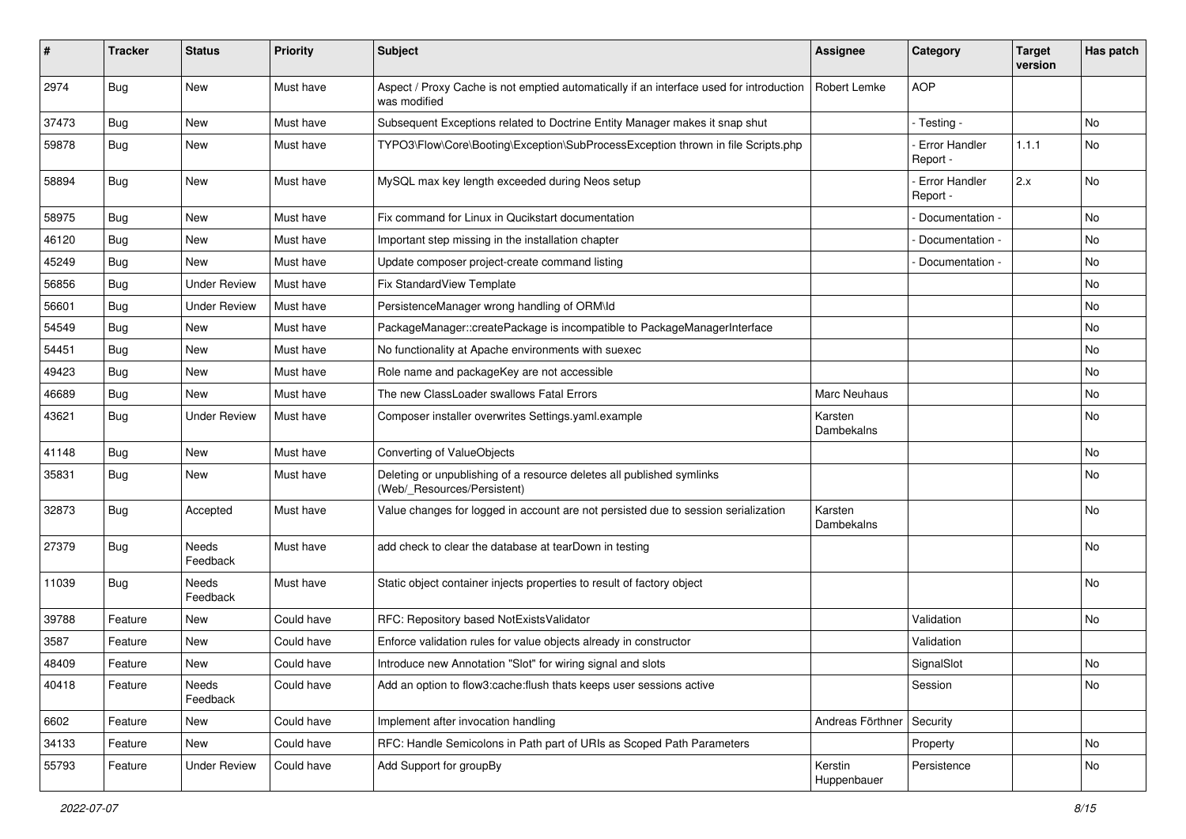| # | Tracker | Status | Priority | Subject | Assignee | Category | Target version | Has patch |
|---|---|---|---|---|---|---|---|---|
| 2974 | Bug | New | Must have | Aspect / Proxy Cache is not emptied automatically if an interface used for introduction was modified | Robert Lemke | AOP | | |
| 37473 | Bug | New | Must have | Subsequent Exceptions related to Doctrine Entity Manager makes it snap shut | | - Testing - | | No |
| 59878 | Bug | New | Must have | TYPO3\Flow\Core\Booting\Exception\SubProcessException thrown in file Scripts.php | | - Error Handler Report - | 1.1.1 | No |
| 58894 | Bug | New | Must have | MySQL max key length exceeded during Neos setup | | - Error Handler Report - | 2.x | No |
| 58975 | Bug | New | Must have | Fix command for Linux in Qucikstart documentation | | - Documentation - | | No |
| 46120 | Bug | New | Must have | Important step missing in the installation chapter | | - Documentation - | | No |
| 45249 | Bug | New | Must have | Update composer project-create command listing | | - Documentation - | | No |
| 56856 | Bug | Under Review | Must have | Fix StandardView Template | | | | No |
| 56601 | Bug | Under Review | Must have | PersistenceManager wrong handling of ORM\Id | | | | No |
| 54549 | Bug | New | Must have | PackageManager::createPackage is incompatible to PackageManagerInterface | | | | No |
| 54451 | Bug | New | Must have | No functionality at Apache environments with suexec | | | | No |
| 49423 | Bug | New | Must have | Role name and packageKey are not accessible | | | | No |
| 46689 | Bug | New | Must have | The new ClassLoader swallows Fatal Errors | Marc Neuhaus | | | No |
| 43621 | Bug | Under Review | Must have | Composer installer overwrites Settings.yaml.example | Karsten Dambekalns | | | No |
| 41148 | Bug | New | Must have | Converting of ValueObjects | | | | No |
| 35831 | Bug | New | Must have | Deleting or unpublishing of a resource deletes all published symlinks (Web/_Resources/Persistent) | | | | No |
| 32873 | Bug | Accepted | Must have | Value changes for logged in account are not persisted due to session serialization | Karsten Dambekalns | | | No |
| 27379 | Bug | Needs Feedback | Must have | add check to clear the database at tearDown in testing | | | | No |
| 11039 | Bug | Needs Feedback | Must have | Static object container injects properties to result of factory object | | | | No |
| 39788 | Feature | New | Could have | RFC: Repository based NotExistsValidator | | Validation | | No |
| 3587 | Feature | New | Could have | Enforce validation rules for value objects already in constructor | | Validation | | |
| 48409 | Feature | New | Could have | Introduce new Annotation "Slot" for wiring signal and slots | | SignalSlot | | No |
| 40418 | Feature | Needs Feedback | Could have | Add an option to flow3:cache:flush thats keeps user sessions active | | Session | | No |
| 6602 | Feature | New | Could have | Implement after invocation handling | Andreas Förthner | Security | | |
| 34133 | Feature | New | Could have | RFC: Handle Semicolons in Path part of URIs as Scoped Path Parameters | | Property | | No |
| 55793 | Feature | Under Review | Could have | Add Support for groupBy | Kerstin Huppenbauer | Persistence | | No |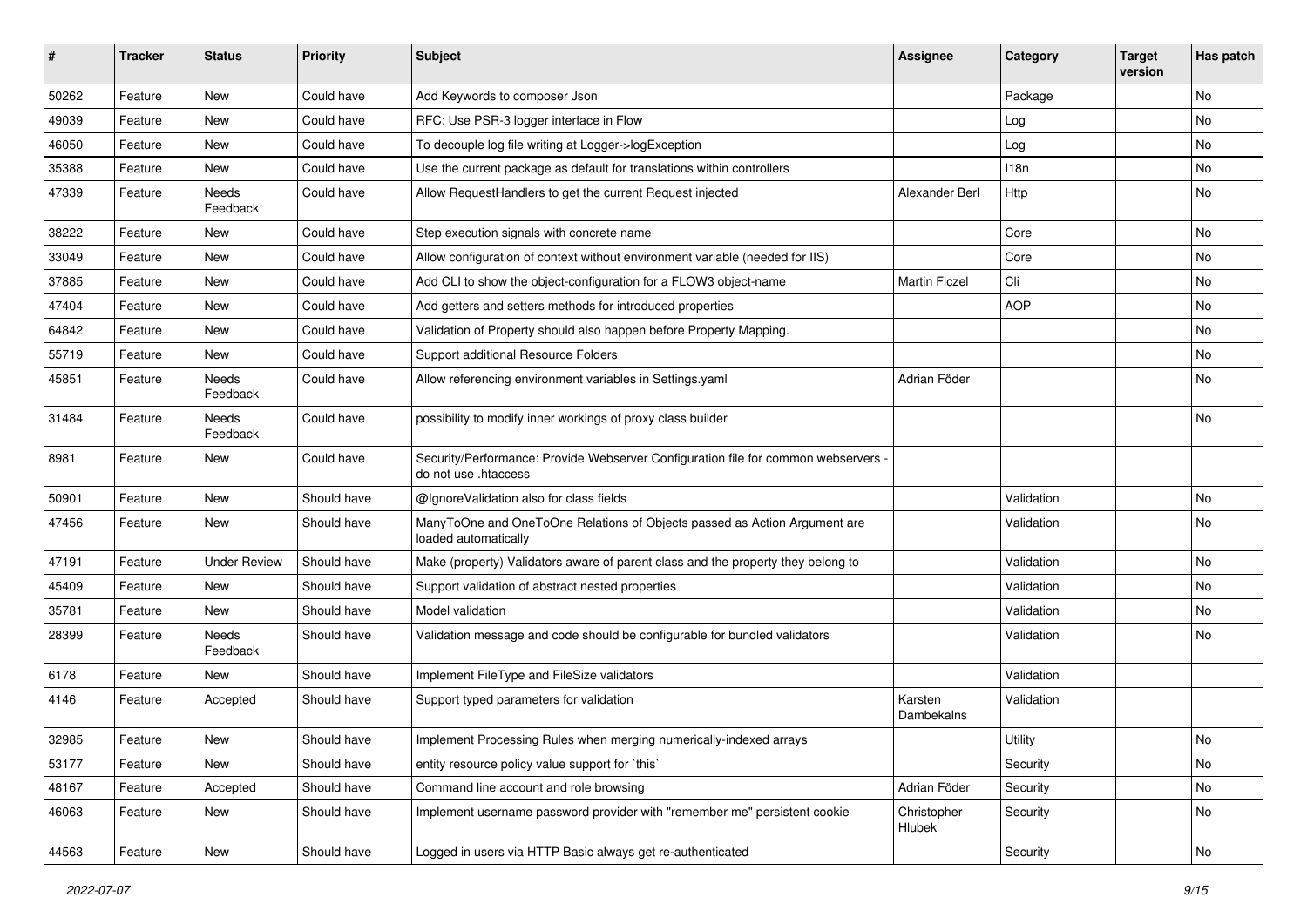| # | Tracker | Status | Priority | Subject | Assignee | Category | Target version | Has patch |
|---|---|---|---|---|---|---|---|---|
| 50262 | Feature | New | Could have | Add Keywords to composer Json | | Package | | No |
| 49039 | Feature | New | Could have | RFC: Use PSR-3 logger interface in Flow | | Log | | No |
| 46050 | Feature | New | Could have | To decouple log file writing at Logger->logException | | Log | | No |
| 35388 | Feature | New | Could have | Use the current package as default for translations within controllers | | I18n | | No |
| 47339 | Feature | Needs Feedback | Could have | Allow RequestHandlers to get the current Request injected | Alexander Berl | Http | | No |
| 38222 | Feature | New | Could have | Step execution signals with concrete name | | Core | | No |
| 33049 | Feature | New | Could have | Allow configuration of context without environment variable (needed for IIS) | | Core | | No |
| 37885 | Feature | New | Could have | Add CLI to show the object-configuration for a FLOW3 object-name | Martin Ficzel | Cli | | No |
| 47404 | Feature | New | Could have | Add getters and setters methods for introduced properties | | AOP | | No |
| 64842 | Feature | New | Could have | Validation of Property should also happen before Property Mapping. | | | | No |
| 55719 | Feature | New | Could have | Support additional Resource Folders | | | | No |
| 45851 | Feature | Needs Feedback | Could have | Allow referencing environment variables in Settings.yaml | Adrian Föder | | | No |
| 31484 | Feature | Needs Feedback | Could have | possibility to modify inner workings of proxy class builder | | | | No |
| 8981 | Feature | New | Could have | Security/Performance: Provide Webserver Configuration file for common webservers - do not use .htaccess | | | | |
| 50901 | Feature | New | Should have | @IgnoreValidation also for class fields | | Validation | | No |
| 47456 | Feature | New | Should have | ManyToOne and OneToOne Relations of Objects passed as Action Argument are loaded automatically | | Validation | | No |
| 47191 | Feature | Under Review | Should have | Make (property) Validators aware of parent class and the property they belong to | | Validation | | No |
| 45409 | Feature | New | Should have | Support validation of abstract nested properties | | Validation | | No |
| 35781 | Feature | New | Should have | Model validation | | Validation | | No |
| 28399 | Feature | Needs Feedback | Should have | Validation message and code should be configurable for bundled validators | | Validation | | No |
| 6178 | Feature | New | Should have | Implement FileType and FileSize validators | | Validation | | |
| 4146 | Feature | Accepted | Should have | Support typed parameters for validation | Karsten Dambekalns | Validation | | |
| 32985 | Feature | New | Should have | Implement Processing Rules when merging numerically-indexed arrays | | Utility | | No |
| 53177 | Feature | New | Should have | entity resource policy value support for `this` | | Security | | No |
| 48167 | Feature | Accepted | Should have | Command line account and role browsing | Adrian Föder | Security | | No |
| 46063 | Feature | New | Should have | Implement username password provider with "remember me" persistent cookie | Christopher Hlubek | Security | | No |
| 44563 | Feature | New | Should have | Logged in users via HTTP Basic always get re-authenticated | | Security | | No |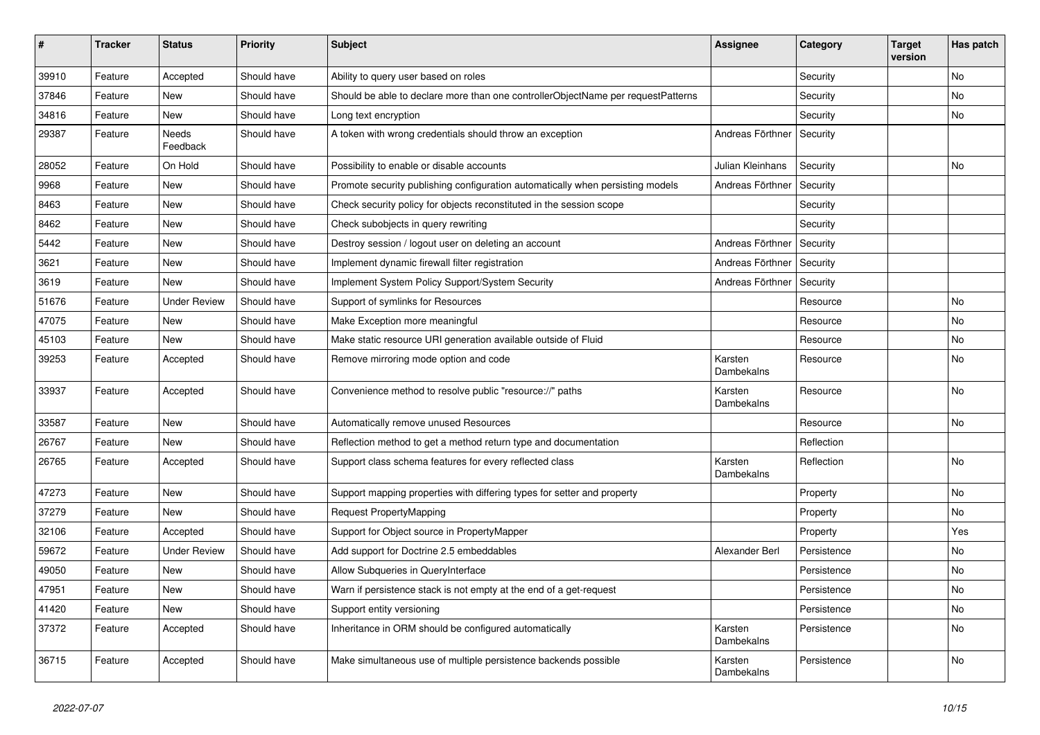| # | Tracker | Status | Priority | Subject | Assignee | Category | Target version | Has patch |
|---|---|---|---|---|---|---|---|---|
| 39910 | Feature | Accepted | Should have | Ability to query user based on roles | | Security | | No |
| 37846 | Feature | New | Should have | Should be able to declare more than one controllerObjectName per requestPatterns | | Security | | No |
| 34816 | Feature | New | Should have | Long text encryption | | Security | | No |
| 29387 | Feature | Needs Feedback | Should have | A token with wrong credentials should throw an exception | Andreas Förthner | Security | | |
| 28052 | Feature | On Hold | Should have | Possibility to enable or disable accounts | Julian Kleinhans | Security | | No |
| 9968 | Feature | New | Should have | Promote security publishing configuration automatically when persisting models | Andreas Förthner | Security | | |
| 8463 | Feature | New | Should have | Check security policy for objects reconstituted in the session scope | | Security | | |
| 8462 | Feature | New | Should have | Check subobjects in query rewriting | | Security | | |
| 5442 | Feature | New | Should have | Destroy session / logout user on deleting an account | Andreas Förthner | Security | | |
| 3621 | Feature | New | Should have | Implement dynamic firewall filter registration | Andreas Förthner | Security | | |
| 3619 | Feature | New | Should have | Implement System Policy Support/System Security | Andreas Förthner | Security | | |
| 51676 | Feature | Under Review | Should have | Support of symlinks for Resources | | Resource | | No |
| 47075 | Feature | New | Should have | Make Exception more meaningful | | Resource | | No |
| 45103 | Feature | New | Should have | Make static resource URI generation available outside of Fluid | | Resource | | No |
| 39253 | Feature | Accepted | Should have | Remove mirroring mode option and code | Karsten Dambekalns | Resource | | No |
| 33937 | Feature | Accepted | Should have | Convenience method to resolve public "resource://" paths | Karsten Dambekalns | Resource | | No |
| 33587 | Feature | New | Should have | Automatically remove unused Resources | | Resource | | No |
| 26767 | Feature | New | Should have | Reflection method to get a method return type and documentation | | Reflection | | |
| 26765 | Feature | Accepted | Should have | Support class schema features for every reflected class | Karsten Dambekalns | Reflection | | No |
| 47273 | Feature | New | Should have | Support mapping properties with differing types for setter and property | | Property | | No |
| 37279 | Feature | New | Should have | Request PropertyMapping | | Property | | No |
| 32106 | Feature | Accepted | Should have | Support for Object source in PropertyMapper | | Property | | Yes |
| 59672 | Feature | Under Review | Should have | Add support for Doctrine 2.5 embeddables | Alexander Berl | Persistence | | No |
| 49050 | Feature | New | Should have | Allow Subqueries in QueryInterface | | Persistence | | No |
| 47951 | Feature | New | Should have | Warn if persistence stack is not empty at the end of a get-request | | Persistence | | No |
| 41420 | Feature | New | Should have | Support entity versioning | | Persistence | | No |
| 37372 | Feature | Accepted | Should have | Inheritance in ORM should be configured automatically | Karsten Dambekalns | Persistence | | No |
| 36715 | Feature | Accepted | Should have | Make simultaneous use of multiple persistence backends possible | Karsten Dambekalns | Persistence | | No |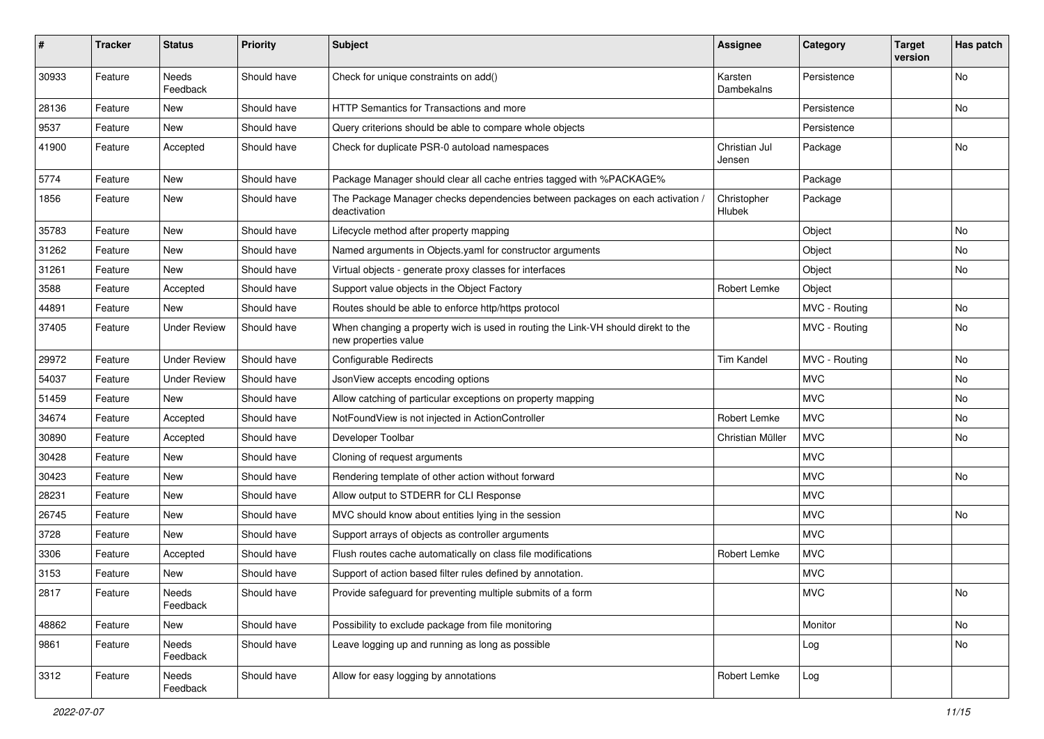| # | Tracker | Status | Priority | Subject | Assignee | Category | Target version | Has patch |
| --- | --- | --- | --- | --- | --- | --- | --- | --- |
| 30933 | Feature | Needs Feedback | Should have | Check for unique constraints on add() | Karsten Dambekalns | Persistence | | No |
| 28136 | Feature | New | Should have | HTTP Semantics for Transactions and more | | Persistence | | No |
| 9537 | Feature | New | Should have | Query criterions should be able to compare whole objects | | Persistence | | |
| 41900 | Feature | Accepted | Should have | Check for duplicate PSR-0 autoload namespaces | Christian Jul Jensen | Package | | No |
| 5774 | Feature | New | Should have | Package Manager should clear all cache entries tagged with %PACKAGE% | | Package | | |
| 1856 | Feature | New | Should have | The Package Manager checks dependencies between packages on each activation / deactivation | Christopher Hlubek | Package | | |
| 35783 | Feature | New | Should have | Lifecycle method after property mapping | | Object | | No |
| 31262 | Feature | New | Should have | Named arguments in Objects.yaml for constructor arguments | | Object | | No |
| 31261 | Feature | New | Should have | Virtual objects - generate proxy classes for interfaces | | Object | | No |
| 3588 | Feature | Accepted | Should have | Support value objects in the Object Factory | Robert Lemke | Object | | |
| 44891 | Feature | New | Should have | Routes should be able to enforce http/https protocol | | MVC - Routing | | No |
| 37405 | Feature | Under Review | Should have | When changing a property wich is used in routing the Link-VH should direkt to the new properties value | | MVC - Routing | | No |
| 29972 | Feature | Under Review | Should have | Configurable Redirects | Tim Kandel | MVC - Routing | | No |
| 54037 | Feature | Under Review | Should have | JsonView accepts encoding options | | MVC | | No |
| 51459 | Feature | New | Should have | Allow catching of particular exceptions on property mapping | | MVC | | No |
| 34674 | Feature | Accepted | Should have | NotFoundView is not injected in ActionController | Robert Lemke | MVC | | No |
| 30890 | Feature | Accepted | Should have | Developer Toolbar | Christian Müller | MVC | | No |
| 30428 | Feature | New | Should have | Cloning of request arguments | | MVC | | |
| 30423 | Feature | New | Should have | Rendering template of other action without forward | | MVC | | No |
| 28231 | Feature | New | Should have | Allow output to STDERR for CLI Response | | MVC | | |
| 26745 | Feature | New | Should have | MVC should know about entities lying in the session | | MVC | | No |
| 3728 | Feature | New | Should have | Support arrays of objects as controller arguments | | MVC | | |
| 3306 | Feature | Accepted | Should have | Flush routes cache automatically on class file modifications | Robert Lemke | MVC | | |
| 3153 | Feature | New | Should have | Support of action based filter rules defined by annotation. | | MVC | | |
| 2817 | Feature | Needs Feedback | Should have | Provide safeguard for preventing multiple submits of a form | | MVC | | No |
| 48862 | Feature | New | Should have | Possibility to exclude package from file monitoring | | Monitor | | No |
| 9861 | Feature | Needs Feedback | Should have | Leave logging up and running as long as possible | | Log | | No |
| 3312 | Feature | Needs Feedback | Should have | Allow for easy logging by annotations | Robert Lemke | Log | | |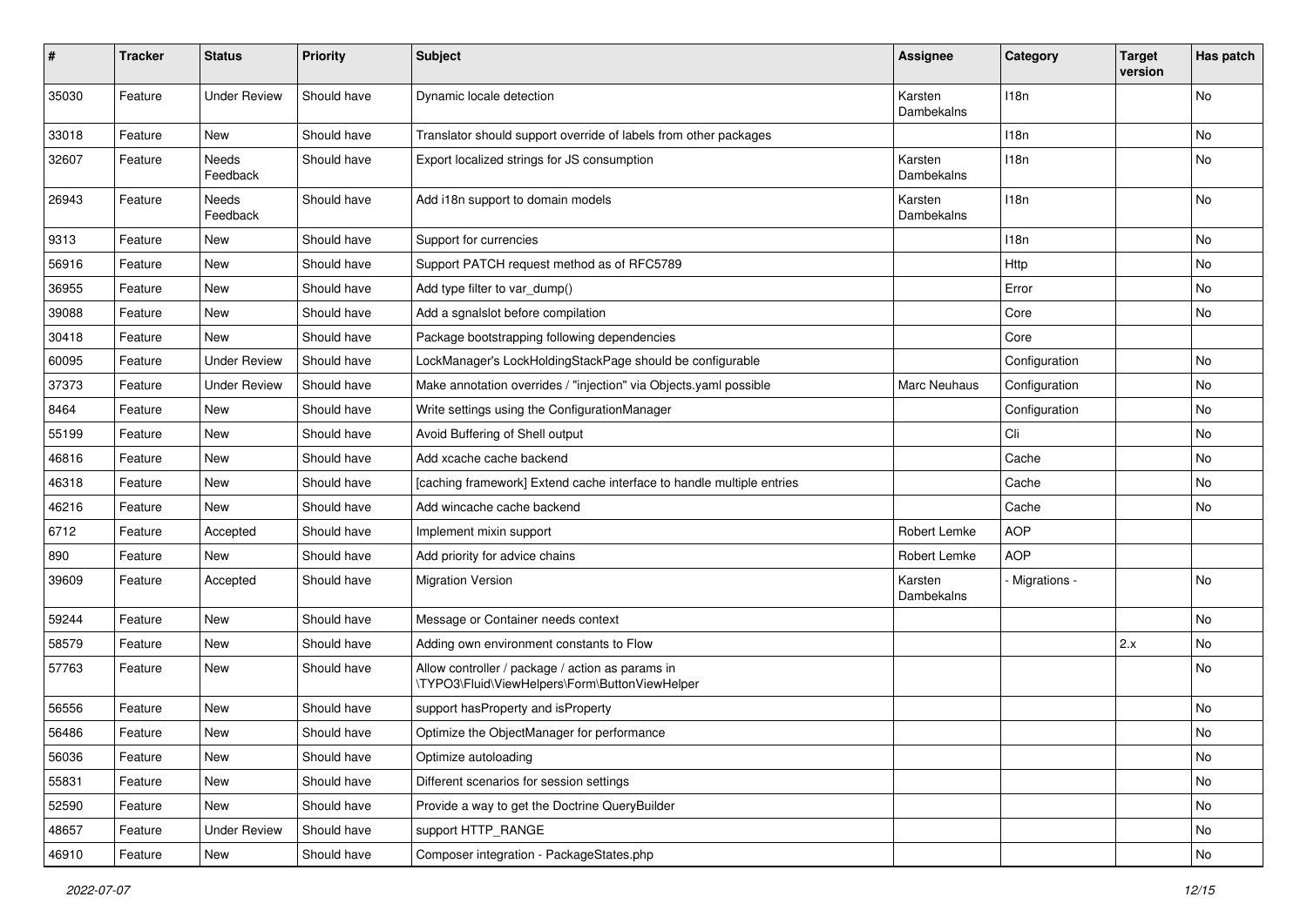| # | Tracker | Status | Priority | Subject | Assignee | Category | Target version | Has patch |
|---|---|---|---|---|---|---|---|---|
| 35030 | Feature | Under Review | Should have | Dynamic locale detection | Karsten Dambekalns | I18n | | No |
| 33018 | Feature | New | Should have | Translator should support override of labels from other packages | | I18n | | No |
| 32607 | Feature | Needs Feedback | Should have | Export localized strings for JS consumption | Karsten Dambekalns | I18n | | No |
| 26943 | Feature | Needs Feedback | Should have | Add i18n support to domain models | Karsten Dambekalns | I18n | | No |
| 9313 | Feature | New | Should have | Support for currencies | | I18n | | No |
| 56916 | Feature | New | Should have | Support PATCH request method as of RFC5789 | | Http | | No |
| 36955 | Feature | New | Should have | Add type filter to var_dump() | | Error | | No |
| 39088 | Feature | New | Should have | Add a sgnalslot before compilation | | Core | | No |
| 30418 | Feature | New | Should have | Package bootstrapping following dependencies | | Core | | |
| 60095 | Feature | Under Review | Should have | LockManager's LockHoldingStackPage should be configurable | | Configuration | | No |
| 37373 | Feature | Under Review | Should have | Make annotation overrides / "injection" via Objects.yaml possible | Marc Neuhaus | Configuration | | No |
| 8464 | Feature | New | Should have | Write settings using the ConfigurationManager | | Configuration | | No |
| 55199 | Feature | New | Should have | Avoid Buffering of Shell output | | Cli | | No |
| 46816 | Feature | New | Should have | Add xcache cache backend | | Cache | | No |
| 46318 | Feature | New | Should have | [caching framework] Extend cache interface to handle multiple entries | | Cache | | No |
| 46216 | Feature | New | Should have | Add wincache cache backend | | Cache | | No |
| 6712 | Feature | Accepted | Should have | Implement mixin support | Robert Lemke | AOP | | |
| 890 | Feature | New | Should have | Add priority for advice chains | Robert Lemke | AOP | | |
| 39609 | Feature | Accepted | Should have | Migration Version | Karsten Dambekalns | - Migrations - | | No |
| 59244 | Feature | New | Should have | Message or Container needs context | | | | No |
| 58579 | Feature | New | Should have | Adding own environment constants to Flow | | | 2.x | No |
| 57763 | Feature | New | Should have | Allow controller / package / action as params in \TYPO3\Fluid\ViewHelpers\Form\ButtonViewHelper | | | | No |
| 56556 | Feature | New | Should have | support hasProperty and isProperty | | | | No |
| 56486 | Feature | New | Should have | Optimize the ObjectManager for performance | | | | No |
| 56036 | Feature | New | Should have | Optimize autoloading | | | | No |
| 55831 | Feature | New | Should have | Different scenarios for session settings | | | | No |
| 52590 | Feature | New | Should have | Provide a way to get the Doctrine QueryBuilder | | | | No |
| 48657 | Feature | Under Review | Should have | support HTTP_RANGE | | | | No |
| 46910 | Feature | New | Should have | Composer integration - PackageStates.php | | | | No |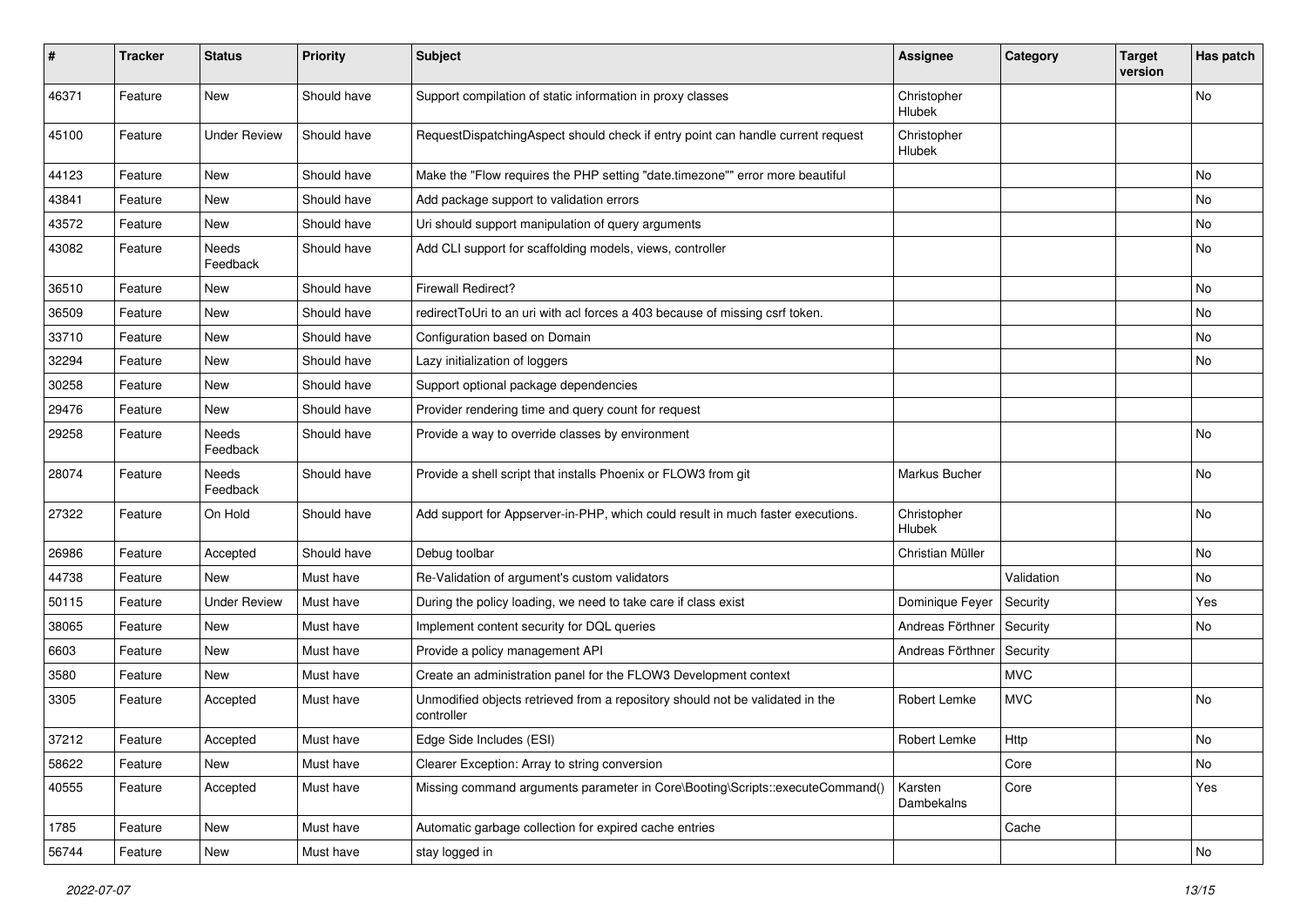| # | Tracker | Status | Priority | Subject | Assignee | Category | Target version | Has patch |
|---|---|---|---|---|---|---|---|---|
| 46371 | Feature | New | Should have | Support compilation of static information in proxy classes | Christopher Hlubek | | | No |
| 45100 | Feature | Under Review | Should have | RequestDispatchingAspect should check if entry point can handle current request | Christopher Hlubek | | | |
| 44123 | Feature | New | Should have | Make the "Flow requires the PHP setting "date.timezone"" error more beautiful | | | | No |
| 43841 | Feature | New | Should have | Add package support to validation errors | | | | No |
| 43572 | Feature | New | Should have | Uri should support manipulation of query arguments | | | | No |
| 43082 | Feature | Needs Feedback | Should have | Add CLI support for scaffolding models, views, controller | | | | No |
| 36510 | Feature | New | Should have | Firewall Redirect? | | | | No |
| 36509 | Feature | New | Should have | redirectToUri to an uri with acl forces a 403 because of missing csrf token. | | | | No |
| 33710 | Feature | New | Should have | Configuration based on Domain | | | | No |
| 32294 | Feature | New | Should have | Lazy initialization of loggers | | | | No |
| 30258 | Feature | New | Should have | Support optional package dependencies | | | | |
| 29476 | Feature | New | Should have | Provider rendering time and query count for request | | | | |
| 29258 | Feature | Needs Feedback | Should have | Provide a way to override classes by environment | | | | No |
| 28074 | Feature | Needs Feedback | Should have | Provide a shell script that installs Phoenix or FLOW3 from git | Markus Bucher | | | No |
| 27322 | Feature | On Hold | Should have | Add support for Appserver-in-PHP, which could result in much faster executions. | Christopher Hlubek | | | No |
| 26986 | Feature | Accepted | Should have | Debug toolbar | Christian Müller | | | No |
| 44738 | Feature | New | Must have | Re-Validation of argument's custom validators | | Validation | | No |
| 50115 | Feature | Under Review | Must have | During the policy loading, we need to take care if class exist | Dominique Feyer | Security | | Yes |
| 38065 | Feature | New | Must have | Implement content security for DQL queries | Andreas Förthner | Security | | No |
| 6603 | Feature | New | Must have | Provide a policy management API | Andreas Förthner | Security | | |
| 3580 | Feature | New | Must have | Create an administration panel for the FLOW3 Development context | | MVC | | |
| 3305 | Feature | Accepted | Must have | Unmodified objects retrieved from a repository should not be validated in the controller | Robert Lemke | MVC | | No |
| 37212 | Feature | Accepted | Must have | Edge Side Includes (ESI) | Robert Lemke | Http | | No |
| 58622 | Feature | New | Must have | Clearer Exception: Array to string conversion | | Core | | No |
| 40555 | Feature | Accepted | Must have | Missing command arguments parameter in Core\Booting\Scripts::executeCommand() | Karsten Dambekalns | Core | | Yes |
| 1785 | Feature | New | Must have | Automatic garbage collection for expired cache entries | | Cache | | |
| 56744 | Feature | New | Must have | stay logged in | | | | No |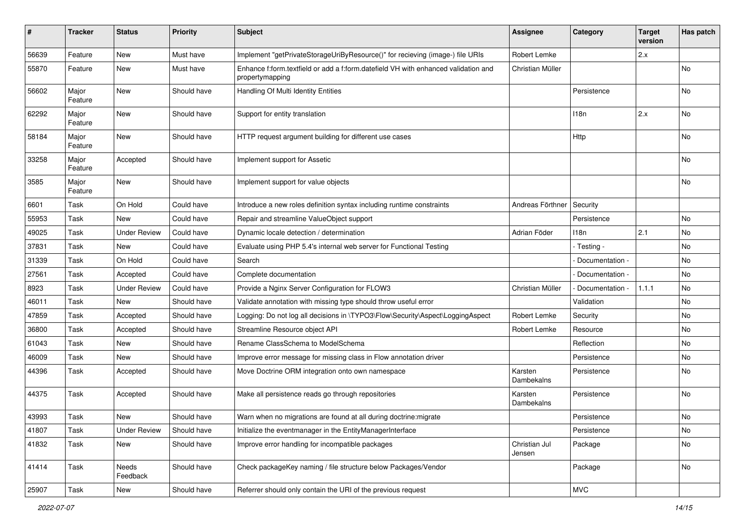| # | Tracker | Status | Priority | Subject | Assignee | Category | Target version | Has patch |
|---|---|---|---|---|---|---|---|---|
| 56639 | Feature | New | Must have | Implement "getPrivateStorageUriByResource()" for recieving (image-) file URIs | Robert Lemke | | 2.x | |
| 55870 | Feature | New | Must have | Enhance f:form.textfield or add a f:form.datefield VH with enhanced validation and propertymapping | Christian Müller | | | No |
| 56602 | Major Feature | New | Should have | Handling Of Multi Identity Entities | | Persistence | | No |
| 62292 | Major Feature | New | Should have | Support for entity translation | | I18n | 2.x | No |
| 58184 | Major Feature | New | Should have | HTTP request argument building for different use cases | | Http | | No |
| 33258 | Major Feature | Accepted | Should have | Implement support for Assetic | | | | No |
| 3585 | Major Feature | New | Should have | Implement support for value objects | | | | No |
| 6601 | Task | On Hold | Could have | Introduce a new roles definition syntax including runtime constraints | Andreas Förthner | Security | | |
| 55953 | Task | New | Could have | Repair and streamline ValueObject support | | Persistence | | No |
| 49025 | Task | Under Review | Could have | Dynamic locale detection / determination | Adrian Föder | I18n | 2.1 | No |
| 37831 | Task | New | Could have | Evaluate using PHP 5.4's internal web server for Functional Testing | | - Testing - | | No |
| 31339 | Task | On Hold | Could have | Search | | - Documentation - | | No |
| 27561 | Task | Accepted | Could have | Complete documentation | | - Documentation - | | No |
| 8923 | Task | Under Review | Could have | Provide a Nginx Server Configuration for FLOW3 | Christian Müller | - Documentation - | 1.1.1 | No |
| 46011 | Task | New | Should have | Validate annotation with missing type should throw useful error | | Validation | | No |
| 47859 | Task | Accepted | Should have | Logging: Do not log all decisions in \TYPO3\Flow\Security\Aspect\LoggingAspect | Robert Lemke | Security | | No |
| 36800 | Task | Accepted | Should have | Streamline Resource object API | Robert Lemke | Resource | | No |
| 61043 | Task | New | Should have | Rename ClassSchema to ModelSchema | | Reflection | | No |
| 46009 | Task | New | Should have | Improve error message for missing class in Flow annotation driver | | Persistence | | No |
| 44396 | Task | Accepted | Should have | Move Doctrine ORM integration onto own namespace | Karsten Dambekalns | Persistence | | No |
| 44375 | Task | Accepted | Should have | Make all persistence reads go through repositories | Karsten Dambekalns | Persistence | | No |
| 43993 | Task | New | Should have | Warn when no migrations are found at all during doctrine:migrate | | Persistence | | No |
| 41807 | Task | Under Review | Should have | Initialize the eventmanager in the EntityManagerInterface | | Persistence | | No |
| 41832 | Task | New | Should have | Improve error handling for incompatible packages | Christian Jul Jensen | Package | | No |
| 41414 | Task | Needs Feedback | Should have | Check packageKey naming / file structure below Packages/Vendor | | Package | | No |
| 25907 | Task | New | Should have | Referrer should only contain the URI of the previous request | | MVC | | |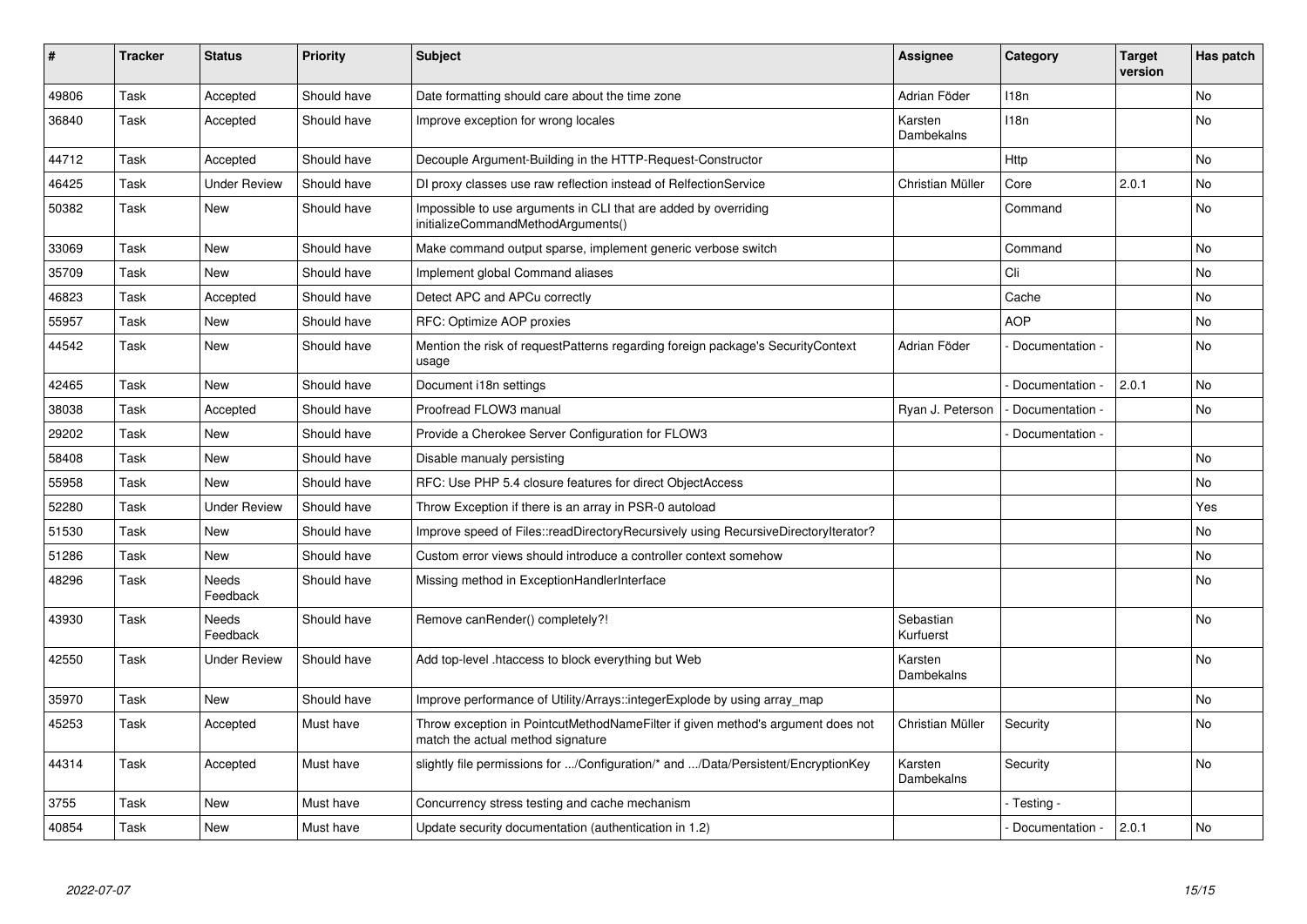| # | Tracker | Status | Priority | Subject | Assignee | Category | Target version | Has patch |
|---|---|---|---|---|---|---|---|---|
| 49806 | Task | Accepted | Should have | Date formatting should care about the time zone | Adrian Föder | I18n | | No |
| 36840 | Task | Accepted | Should have | Improve exception for wrong locales | Karsten Dambekalns | I18n | | No |
| 44712 | Task | Accepted | Should have | Decouple Argument-Building in the HTTP-Request-Constructor | | Http | | No |
| 46425 | Task | Under Review | Should have | DI proxy classes use raw reflection instead of RelfectionService | Christian Müller | Core | 2.0.1 | No |
| 50382 | Task | New | Should have | Impossible to use arguments in CLI that are added by overriding initializeCommandMethodArguments() | | Command | | No |
| 33069 | Task | New | Should have | Make command output sparse, implement generic verbose switch | | Command | | No |
| 35709 | Task | New | Should have | Implement global Command aliases | | Cli | | No |
| 46823 | Task | Accepted | Should have | Detect APC and APCu correctly | | Cache | | No |
| 55957 | Task | New | Should have | RFC: Optimize AOP proxies | | AOP | | No |
| 44542 | Task | New | Should have | Mention the risk of requestPatterns regarding foreign package's SecurityContext usage | Adrian Föder | - Documentation - | | No |
| 42465 | Task | New | Should have | Document i18n settings | | - Documentation - | 2.0.1 | No |
| 38038 | Task | Accepted | Should have | Proofread FLOW3 manual | Ryan J. Peterson | - Documentation - | | No |
| 29202 | Task | New | Should have | Provide a Cherokee Server Configuration for FLOW3 | | - Documentation - | | |
| 58408 | Task | New | Should have | Disable manualy persisting | | | | No |
| 55958 | Task | New | Should have | RFC: Use PHP 5.4 closure features for direct ObjectAccess | | | | No |
| 52280 | Task | Under Review | Should have | Throw Exception if there is an array in PSR-0 autoload | | | | Yes |
| 51530 | Task | New | Should have | Improve speed of Files::readDirectoryRecursively using RecursiveDirectoryIterator? | | | | No |
| 51286 | Task | New | Should have | Custom error views should introduce a controller context somehow | | | | No |
| 48296 | Task | Needs Feedback | Should have | Missing method in ExceptionHandlerInterface | | | | No |
| 43930 | Task | Needs Feedback | Should have | Remove canRender() completely?! | Sebastian Kurfuerst | | | No |
| 42550 | Task | Under Review | Should have | Add top-level .htaccess to block everything but Web | Karsten Dambekalns | | | No |
| 35970 | Task | New | Should have | Improve performance of Utility/Arrays::integerExplode by using array_map | | | | No |
| 45253 | Task | Accepted | Must have | Throw exception in PointcutMethodNameFilter if given method's argument does not match the actual method signature | Christian Müller | Security | | No |
| 44314 | Task | Accepted | Must have | slightly file permissions for .../Configuration/* and .../Data/Persistent/EncryptionKey | Karsten Dambekalns | Security | | No |
| 3755 | Task | New | Must have | Concurrency stress testing and cache mechanism | | - Testing - | | |
| 40854 | Task | New | Must have | Update security documentation (authentication in 1.2) | | - Documentation - | 2.0.1 | No |